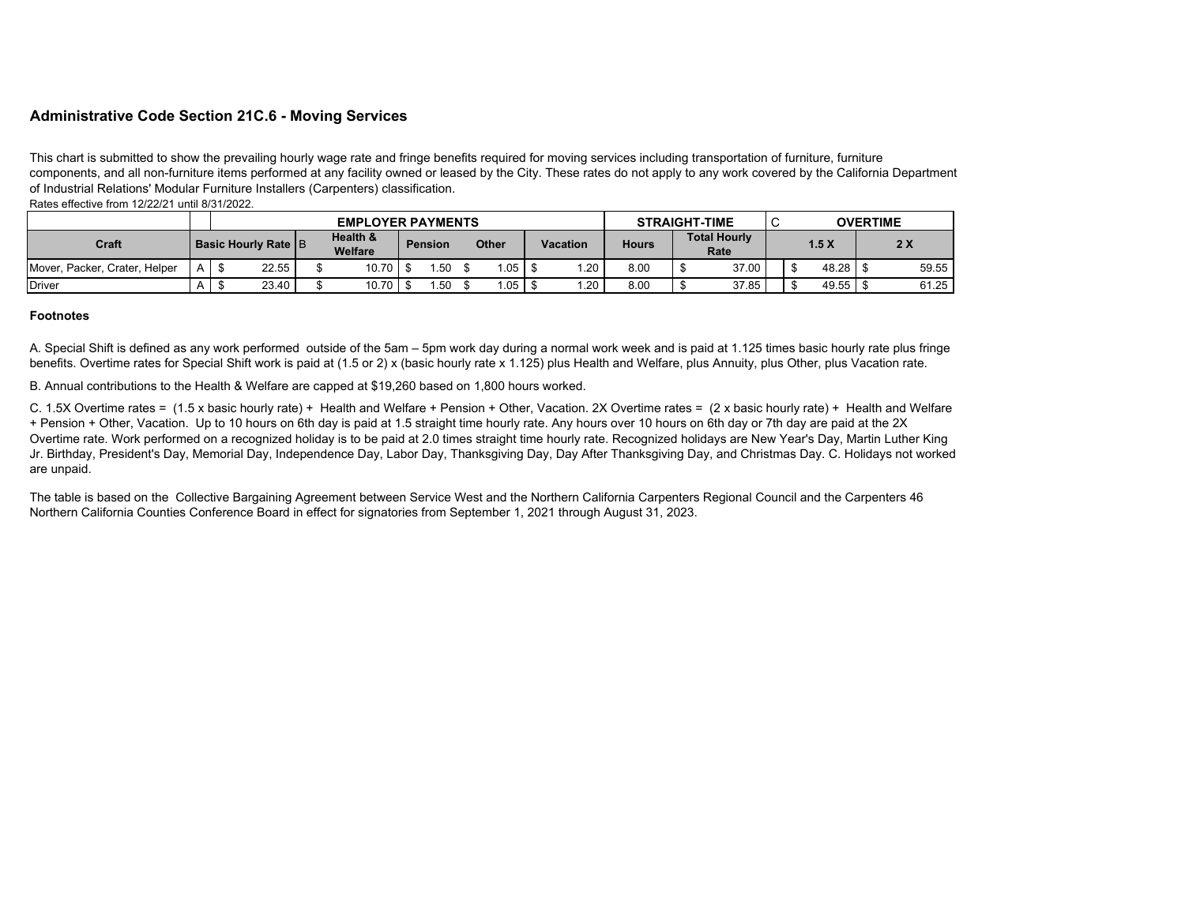## Administrative Code Section 21C.6 - Moving Services

This chart is submitted to show the prevailing hourly wage rate and fringe benefits required for moving services including transportation of furniture, furniture components, and all non-furniture items performed at any facility owned or leased by the City. These rates do not apply to any work covered by the California Department of Industrial Relations' Modular Furniture Installers (Carpenters) classification.

Rates effective from 12/22/21 until 8/31/2022.

| | | EMPLOYER PAYMENTS | | | | | STRAIGHT-TIME | | C | OVERTIME | |
|---|---|---|---|---|---|---|---|---|---|---|---|
| Craft | | Basic Hourly Rate | B Health & Welfare | Pension | Other | Vacation | Hours | Total Hourly Rate | | 1.5 X | 2 X |
| Mover, Packer, Crater, Helper | A | $ 22.55 | $ 10.70 | $ 1.50 | $ 1.05 | $ 1.20 | 8.00 | $ 37.00 | | $ 48.28 | $ 59.55 |
| Driver | A | $ 23.40 | $ 10.70 | $ 1.50 | $ 1.05 | $ 1.20 | 8.00 | $ 37.85 | | $ 49.55 | $ 61.25 |

### Footnotes

A. Special Shift is defined as any work performed outside of the 5am – 5pm work day during a normal work week and is paid at 1.125 times basic hourly rate plus fringe benefits. Overtime rates for Special Shift work is paid at (1.5 or 2) x (basic hourly rate x 1.125) plus Health and Welfare, plus Annuity, plus Other, plus Vacation rate.

B. Annual contributions to the Health & Welfare are capped at $19,260 based on 1,800 hours worked.

C. 1.5X Overtime rates = (1.5 x basic hourly rate) + Health and Welfare + Pension + Other, Vacation. 2X Overtime rates = (2 x basic hourly rate) + Health and Welfare + Pension + Other, Vacation. Up to 10 hours on 6th day is paid at 1.5 straight time hourly rate. Any hours over 10 hours on 6th day or 7th day are paid at the 2X Overtime rate. Work performed on a recognized holiday is to be paid at 2.0 times straight time hourly rate. Recognized holidays are New Year's Day, Martin Luther King Jr. Birthday, President's Day, Memorial Day, Independence Day, Labor Day, Thanksgiving Day, Day After Thanksgiving Day, and Christmas Day. C. Holidays not worked are unpaid.

The table is based on the Collective Bargaining Agreement between Service West and the Northern California Carpenters Regional Council and the Carpenters 46 Northern California Counties Conference Board in effect for signatories from September 1, 2021 through August 31, 2023.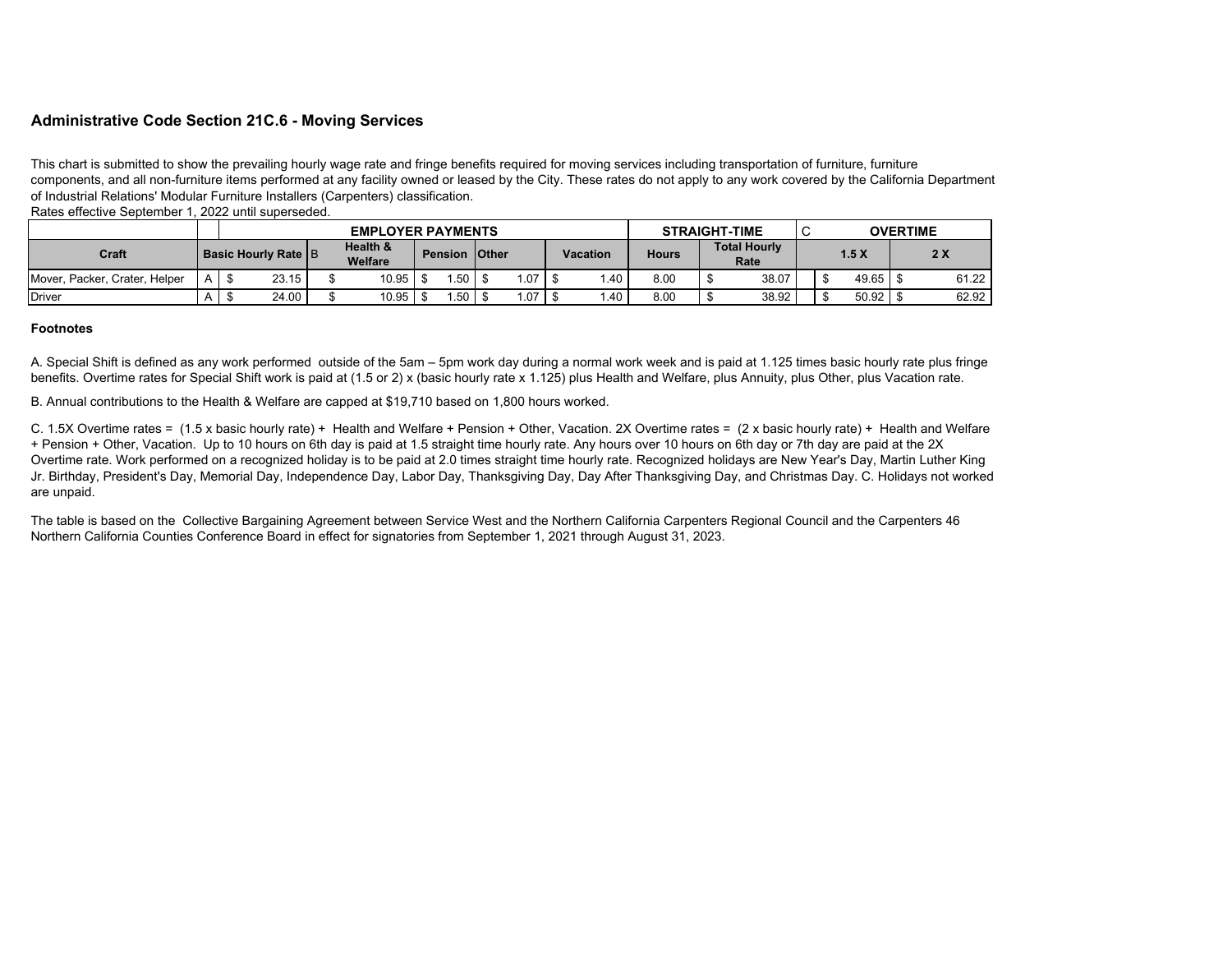## Administrative Code Section 21C.6 - Moving Services

This chart is submitted to show the prevailing hourly wage rate and fringe benefits required for moving services including transportation of furniture, furniture components, and all non-furniture items performed at any facility owned or leased by the City. These rates do not apply to any work covered by the California Department of Industrial Relations' Modular Furniture Installers (Carpenters) classification.
Rates effective September 1, 2022 until superseded.

| | | EMPLOYER PAYMENTS | | | | | STRAIGHT-TIME | | C | OVERTIME | |
|---|---|---|---|---|---|---|---|---|---|---|---|
| Craft | | Basic Hourly Rate | B Health & Welfare | Pension | Other | Vacation | Hours | Total Hourly Rate | | 1.5 X | 2 X |
| Mover, Packer, Crater, Helper | A | $ 23.15 | $ 10.95 | $ 1.50 | $ 1.07 | $ 1.40 | 8.00 | $ 38.07 | | $ 49.65 | $ 61.22 |
| Driver | A | $ 24.00 | $ 10.95 | $ 1.50 | $ 1.07 | $ 1.40 | 8.00 | $ 38.92 | | $ 50.92 | $ 62.92 |

**Footnotes**

A. Special Shift is defined as any work performed outside of the 5am – 5pm work day during a normal work week and is paid at 1.125 times basic hourly rate plus fringe benefits. Overtime rates for Special Shift work is paid at (1.5 or 2) x (basic hourly rate x 1.125) plus Health and Welfare, plus Annuity, plus Other, plus Vacation rate.

B. Annual contributions to the Health & Welfare are capped at $19,710 based on 1,800 hours worked.

C. 1.5X Overtime rates = (1.5 x basic hourly rate) + Health and Welfare + Pension + Other, Vacation. 2X Overtime rates = (2 x basic hourly rate) + Health and Welfare + Pension + Other, Vacation. Up to 10 hours on 6th day is paid at 1.5 straight time hourly rate. Any hours over 10 hours on 6th day or 7th day are paid at the 2X Overtime rate. Work performed on a recognized holiday is to be paid at 2.0 times straight time hourly rate. Recognized holidays are New Year's Day, Martin Luther King Jr. Birthday, President's Day, Memorial Day, Independence Day, Labor Day, Thanksgiving Day, Day After Thanksgiving Day, and Christmas Day. C. Holidays not worked are unpaid.

The table is based on the Collective Bargaining Agreement between Service West and the Northern California Carpenters Regional Council and the Carpenters 46 Northern California Counties Conference Board in effect for signatories from September 1, 2021 through August 31, 2023.